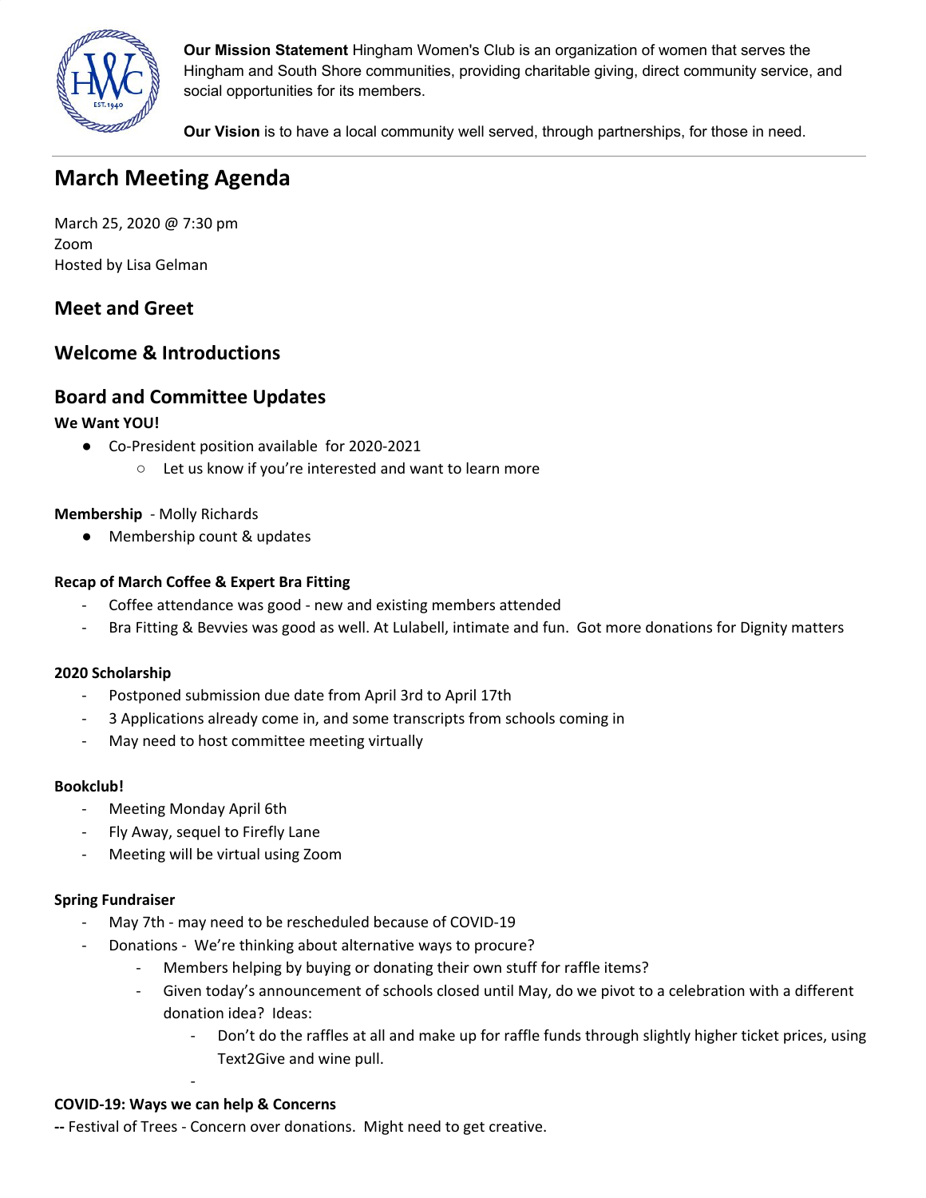**Our Mission Statement** Hingham Women's Club is an organization of women that serves the Hingham and South Shore communities, providing charitable giving, direct community service, and social opportunities for its members.

**Our Vision** is to have a local community well served, through partnerships, for those in need.

# March Meeting Agenda

March 25, 2020 @ 7:30 pm
Zoom
Hosted by Lisa Gelman

## Meet and Greet

## Welcome & Introductions

## Board and Committee Updates

**We Want YOU!**

- Co-President position available for 2020-2021
  - Let us know if you're interested and want to learn more

**Membership** - Molly Richards

- Membership count & updates

**Recap of March Coffee & Expert Bra Fitting**

- Coffee attendance was good - new and existing members attended
- Bra Fitting & Bevvies was good as well. At Lulabell, intimate and fun. Got more donations for Dignity matters

**2020 Scholarship**

- Postponed submission due date from April 3rd to April 17th
- 3 Applications already come in, and some transcripts from schools coming in
- May need to host committee meeting virtually

**Bookclub!**

- Meeting Monday April 6th
- Fly Away, sequel to Firefly Lane
- Meeting will be virtual using Zoom

**Spring Fundraiser**

- May 7th - may need to be rescheduled because of COVID-19
- Donations - We're thinking about alternative ways to procure?
  - Members helping by buying or donating their own stuff for raffle items?
  - Given today's announcement of schools closed until May, do we pivot to a celebration with a different donation idea? Ideas:
    - Don't do the raffles at all and make up for raffle funds through slightly higher ticket prices, using Text2Give and wine pull.
    -

**COVID-19: Ways we can help & Concerns**

**--** Festival of Trees - Concern over donations. Might need to get creative.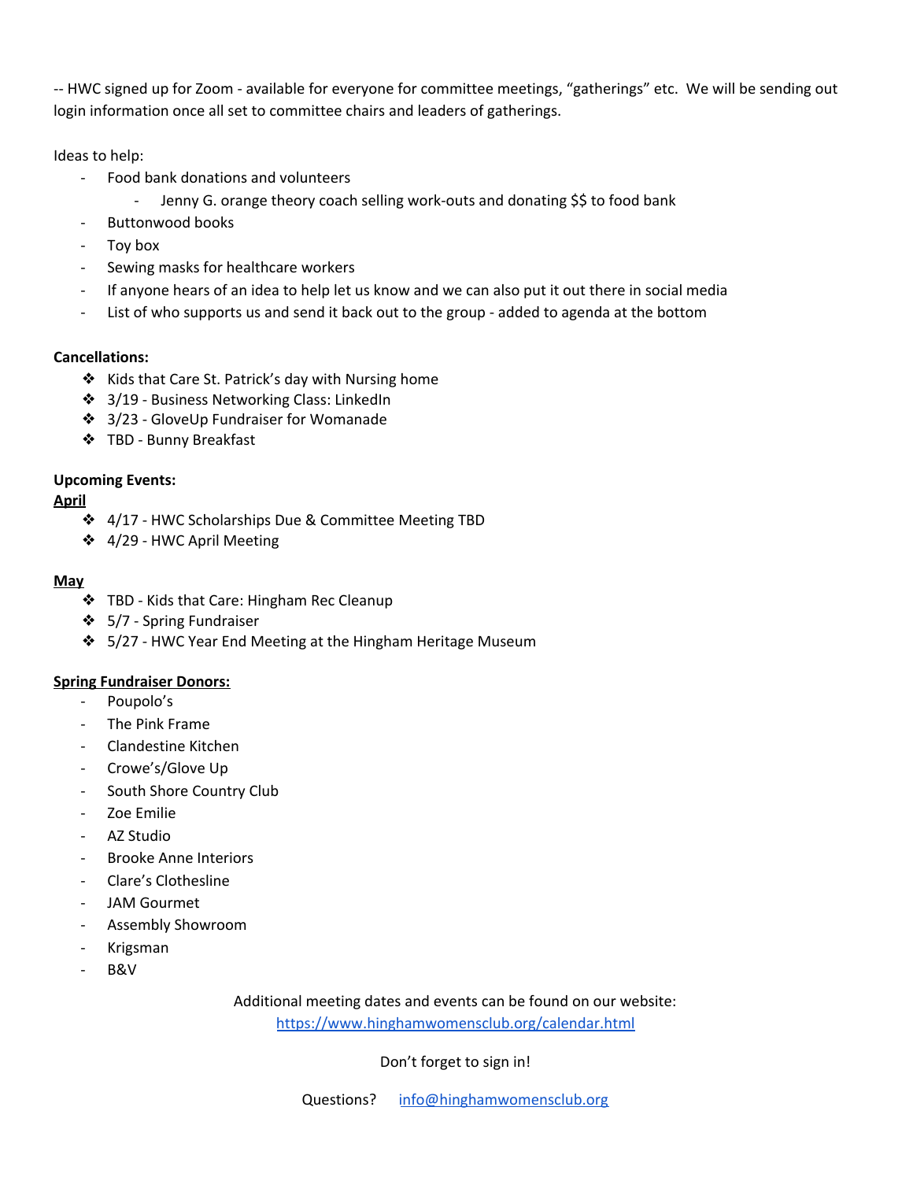-- HWC signed up for Zoom - available for everyone for committee meetings, "gatherings" etc. We will be sending out login information once all set to committee chairs and leaders of gatherings.

Ideas to help:

- Food bank donations and volunteers
  - Jenny G. orange theory coach selling work-outs and donating $$ to food bank
- Buttonwood books
- Toy box
- Sewing masks for healthcare workers
- If anyone hears of an idea to help let us know and we can also put it out there in social media
- List of who supports us and send it back out to the group - added to agenda at the bottom

**Cancellations:**

- Kids that Care St. Patrick's day with Nursing home
- 3/19 - Business Networking Class: LinkedIn
- 3/23 - GloveUp Fundraiser for Womanade
- TBD - Bunny Breakfast

**Upcoming Events:**

**April**

- 4/17 - HWC Scholarships Due & Committee Meeting TBD
- 4/29 - HWC April Meeting

**May**

- TBD - Kids that Care: Hingham Rec Cleanup
- 5/7 - Spring Fundraiser
- 5/27 - HWC Year End Meeting at the Hingham Heritage Museum

**Spring Fundraiser Donors:**

- Poupolo's
- The Pink Frame
- Clandestine Kitchen
- Crowe's/Glove Up
- South Shore Country Club
- Zoe Emilie
- AZ Studio
- Brooke Anne Interiors
- Clare's Clothesline
- JAM Gourmet
- Assembly Showroom
- Krigsman
- B&V

Additional meeting dates and events can be found on our website:
[https://www.hinghamwomensclub.org/calendar.html](https://www.hinghamwomensclub.org/calendar.html)

Don't forget to sign in!

Questions? [info@hinghamwomensclub.org](mailto:info@hinghamwomensclub.org)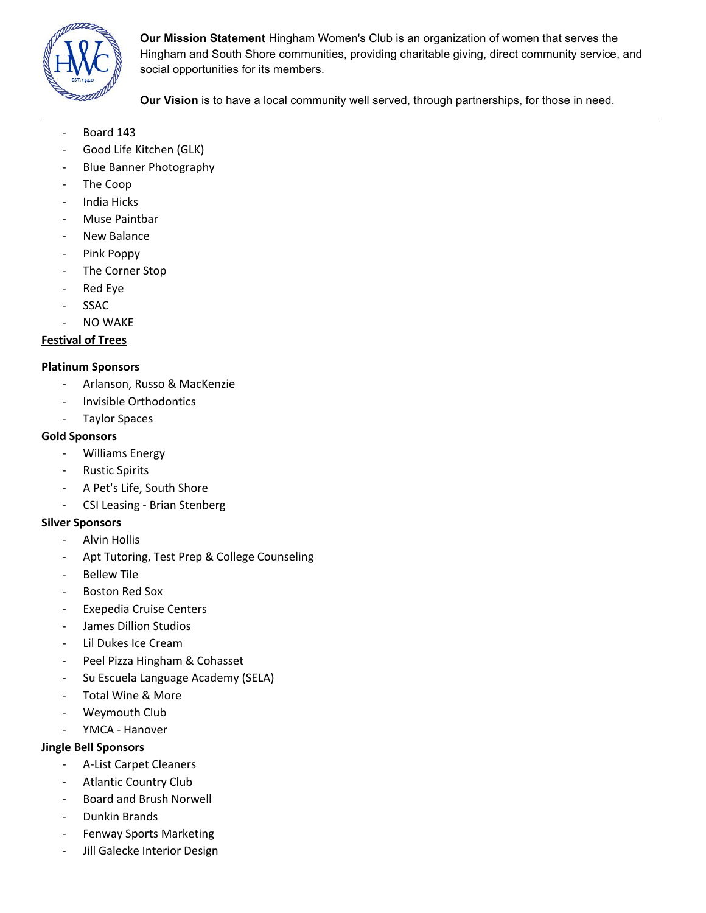**Our Mission Statement** Hingham Women's Club is an organization of women that serves the Hingham and South Shore communities, providing charitable giving, direct community service, and social opportunities for its members.

**Our Vision** is to have a local community well served, through partnerships, for those in need.

---

- Board 143
- Good Life Kitchen (GLK)
- Blue Banner Photography
- The Coop
- India Hicks
- Muse Paintbar
- New Balance
- Pink Poppy
- The Corner Stop
- Red Eye
- SSAC
- NO WAKE

**Festival of Trees**

**Platinum Sponsors**

- Arlanson, Russo & MacKenzie
- Invisible Orthodontics
- Taylor Spaces

**Gold Sponsors**

- Williams Energy
- Rustic Spirits
- A Pet's Life, South Shore
- CSI Leasing - Brian Stenberg

**Silver Sponsors**

- Alvin Hollis
- Apt Tutoring, Test Prep & College Counseling
- Bellew Tile
- Boston Red Sox
- Exepedia Cruise Centers
- James Dillion Studios
- Lil Dukes Ice Cream
- Peel Pizza Hingham & Cohasset
- Su Escuela Language Academy (SELA)
- Total Wine & More
- Weymouth Club
- YMCA - Hanover

**Jingle Bell Sponsors**

- A-List Carpet Cleaners
- Atlantic Country Club
- Board and Brush Norwell
- Dunkin Brands
- Fenway Sports Marketing
- Jill Galecke Interior Design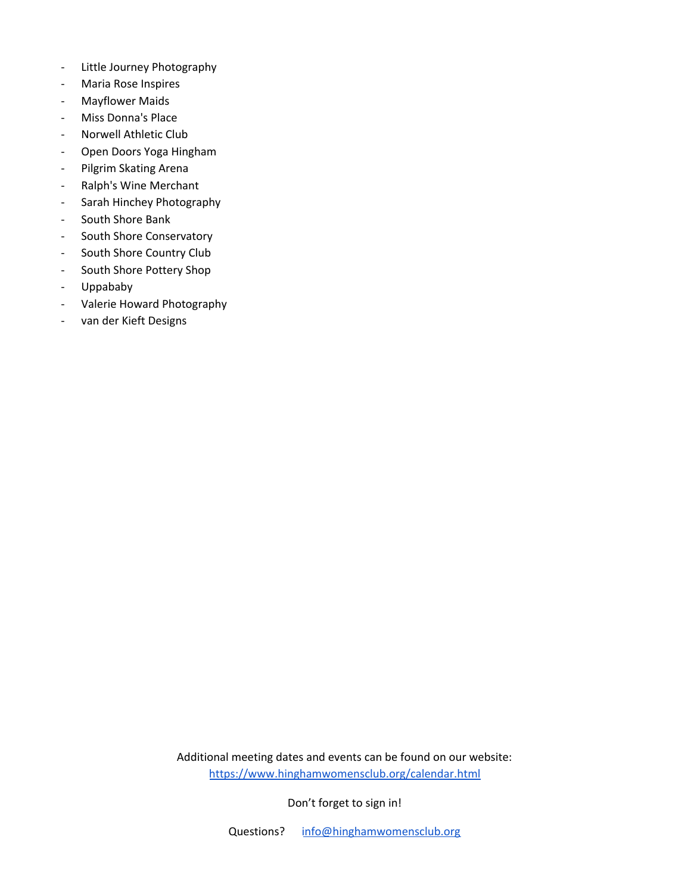- Little Journey Photography
- Maria Rose Inspires
- Mayflower Maids
- Miss Donna's Place
- Norwell Athletic Club
- Open Doors Yoga Hingham
- Pilgrim Skating Arena
- Ralph's Wine Merchant
- Sarah Hinchey Photography
- South Shore Bank
- South Shore Conservatory
- South Shore Country Club
- South Shore Pottery Shop
- Uppababy
- Valerie Howard Photography
- van der Kieft Designs

Additional meeting dates and events can be found on our website:
[https://www.hinghamwomensclub.org/calendar.html](https://www.hinghamwomensclub.org/calendar.html)

Don’t forget to sign in!

Questions? [info@hinghamwomensclub.org](mailto:info@hinghamwomensclub.org)